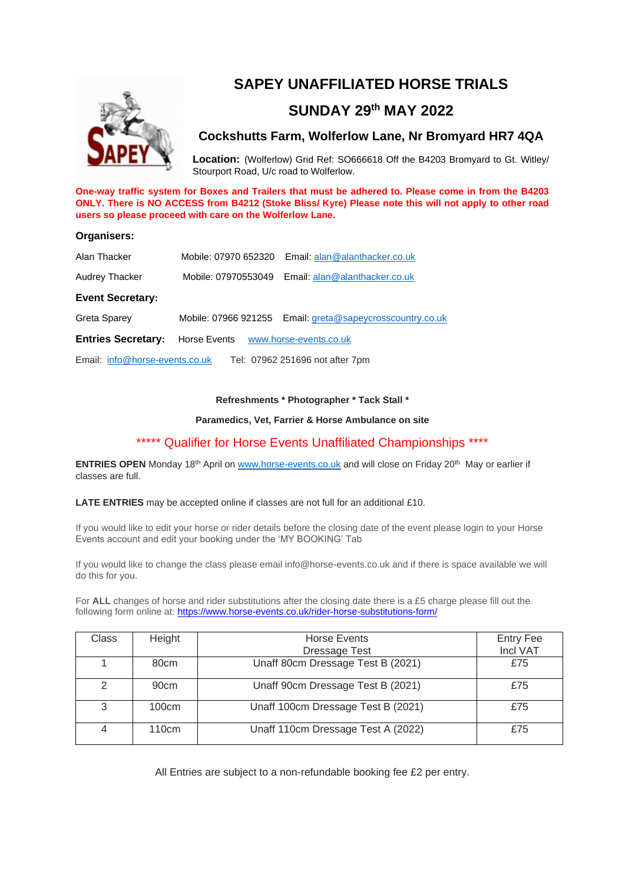# SAPEY UNAFFILIATED HORSE TRIALS

## SUNDAY 29th MAY 2022

### Cockshutts Farm, Wolferlow Lane, Nr Bromyard HR7 4QA

**Location:** (Wolferlow) Grid Ref: SO666618 Off the B4203 Bromyard to Gt. Witley/ Stourport Road, U/c road to Wolferlow.

**One-way traffic system for Boxes and Trailers that must be adhered to. Please come in from the B4203 ONLY. There is NO ACCESS from B4212 (Stoke Bliss/ Kyre) Please note this will not apply to other road users so please proceed with care on the Wolferlow Lane.**

**Organisers:**

Alan Thacker Mobile: 07970 652320 Email: alan@alanthacker.co.uk

Audrey Thacker Mobile: 07970553049 Email: alan@alanthacker.co.uk

**Event Secretary:**

Greta Sparey Mobile: 07966 921255 Email: greta@sapeycrosscountry.co.uk

**Entries Secretary:** Horse Events www.horse-events.co.uk

Email: info@horse-events.co.uk Tel: 07962 251696 not after 7pm

**Refreshments * Photographer * Tack Stall ***

**Paramedics, Vet, Farrier & Horse Ambulance on site**

***** Qualifier for Horse Events Unaffiliated Championships ****

**ENTRIES OPEN** Monday 18th April on www.horse-events.co.uk and will close on Friday 20th May or earlier if classes are full.

**LATE ENTRIES** may be accepted online if classes are not full for an additional £10.

If you would like to edit your horse or rider details before the closing date of the event please login to your Horse Events account and edit your booking under the 'MY BOOKING' Tab

If you would like to change the class please email info@horse-events.co.uk and if there is space available we will do this for you.

For **ALL** changes of horse and rider substitutions after the closing date there is a £5 charge please fill out the following form online at: https://www.horse-events.co.uk/rider-horse-substitutions-form/

| Class | Height | Horse Events Dressage Test | Entry Fee Incl VAT |
|---|---|---|---|
| 1 | 80cm | Unaff 80cm Dressage Test B (2021) | £75 |
| 2 | 90cm | Unaff 90cm Dressage Test B (2021) | £75 |
| 3 | 100cm | Unaff 100cm Dressage Test B (2021) | £75 |
| 4 | 110cm | Unaff 110cm Dressage Test A (2022) | £75 |

All Entries are subject to a non-refundable booking fee £2 per entry.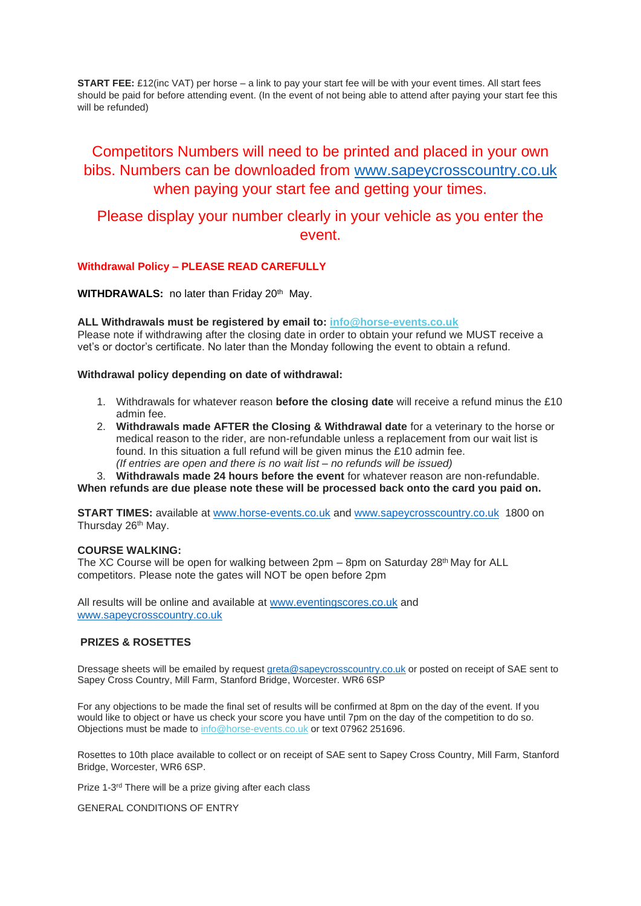**START FEE:** £12(inc VAT) per horse – a link to pay your start fee will be with your event times. All start fees should be paid for before attending event. (In the event of not being able to attend after paying your start fee this will be refunded)

Competitors Numbers will need to be printed and placed in your own bibs. Numbers can be downloaded from www.sapeycrosscountry.co.uk when paying your start fee and getting your times.

Please display your number clearly in your vehicle as you enter the event.

**Withdrawal Policy – PLEASE READ CAREFULLY**

**WITHDRAWALS:** no later than Friday 20th May.

**ALL Withdrawals must be registered by email to: info@horse-events.co.uk**
Please note if withdrawing after the closing date in order to obtain your refund we MUST receive a vet's or doctor's certificate. No later than the Monday following the event to obtain a refund.

**Withdrawal policy depending on date of withdrawal:**

1. Withdrawals for whatever reason **before the closing date** will receive a refund minus the £10 admin fee.
2. **Withdrawals made AFTER the Closing & Withdrawal date** for a veterinary to the horse or medical reason to the rider, are non-refundable unless a replacement from our wait list is found. In this situation a full refund will be given minus the £10 admin fee.
   *(If entries are open and there is no wait list – no refunds will be issued)*
3. **Withdrawals made 24 hours before the event** for whatever reason are non-refundable.

**When refunds are due please note these will be processed back onto the card you paid on.**

**START TIMES:** available at www.horse-events.co.uk and www.sapeycrosscountry.co.uk 1800 on Thursday 26th May.

**COURSE WALKING:**
The XC Course will be open for walking between 2pm – 8pm on Saturday 28th May for ALL competitors. Please note the gates will NOT be open before 2pm

All results will be online and available at www.eventingscores.co.uk and www.sapeycrosscountry.co.uk

**PRIZES & ROSETTES**

Dressage sheets will be emailed by request greta@sapeycrosscountry.co.uk or posted on receipt of SAE sent to Sapey Cross Country, Mill Farm, Stanford Bridge, Worcester. WR6 6SP

For any objections to be made the final set of results will be confirmed at 8pm on the day of the event. If you would like to object or have us check your score you have until 7pm on the day of the competition to do so. Objections must be made to info@horse-events.co.uk or text 07962 251696.

Rosettes to 10th place available to collect or on receipt of SAE sent to Sapey Cross Country, Mill Farm, Stanford Bridge, Worcester, WR6 6SP.

Prize 1-3rd There will be a prize giving after each class

GENERAL CONDITIONS OF ENTRY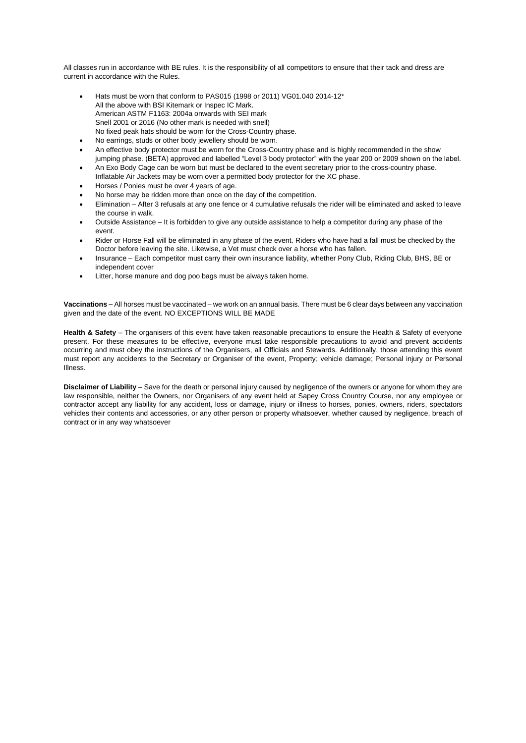All classes run in accordance with BE rules. It is the responsibility of all competitors to ensure that their tack and dress are current in accordance with the Rules.

- Hats must be worn that conform to PAS015 (1998 or 2011) VG01.040 2014-12*
  All the above with BSI Kitemark or Inspec IC Mark.
  American ASTM F1163: 2004a onwards with SEI mark
  Snell 2001 or 2016 (No other mark is needed with snell)
  No fixed peak hats should be worn for the Cross-Country phase.
- No earrings, studs or other body jewellery should be worn.
- An effective body protector must be worn for the Cross-Country phase and is highly recommended in the show jumping phase. (BETA) approved and labelled "Level 3 body protector" with the year 200 or 2009 shown on the label.
- An Exo Body Cage can be worn but must be declared to the event secretary prior to the cross-country phase. Inflatable Air Jackets may be worn over a permitted body protector for the XC phase.
- Horses / Ponies must be over 4 years of age.
- No horse may be ridden more than once on the day of the competition.
- Elimination – After 3 refusals at any one fence or 4 cumulative refusals the rider will be eliminated and asked to leave the course in walk.
- Outside Assistance – It is forbidden to give any outside assistance to help a competitor during any phase of the event.
- Rider or Horse Fall will be eliminated in any phase of the event. Riders who have had a fall must be checked by the Doctor before leaving the site. Likewise, a Vet must check over a horse who has fallen.
- Insurance – Each competitor must carry their own insurance liability, whether Pony Club, Riding Club, BHS, BE or independent cover
- Litter, horse manure and dog poo bags must be always taken home.

**Vaccinations –** All horses must be vaccinated – we work on an annual basis. There must be 6 clear days between any vaccination given and the date of the event. NO EXCEPTIONS WILL BE MADE

**Health & Safety** – The organisers of this event have taken reasonable precautions to ensure the Health & Safety of everyone present. For these measures to be effective, everyone must take responsible precautions to avoid and prevent accidents occurring and must obey the instructions of the Organisers, all Officials and Stewards. Additionally, those attending this event must report any accidents to the Secretary or Organiser of the event, Property; vehicle damage; Personal injury or Personal Illness.

**Disclaimer of Liability** – Save for the death or personal injury caused by negligence of the owners or anyone for whom they are law responsible, neither the Owners, nor Organisers of any event held at Sapey Cross Country Course, nor any employee or contractor accept any liability for any accident, loss or damage, injury or illness to horses, ponies, owners, riders, spectators vehicles their contents and accessories, or any other person or property whatsoever, whether caused by negligence, breach of contract or in any way whatsoever